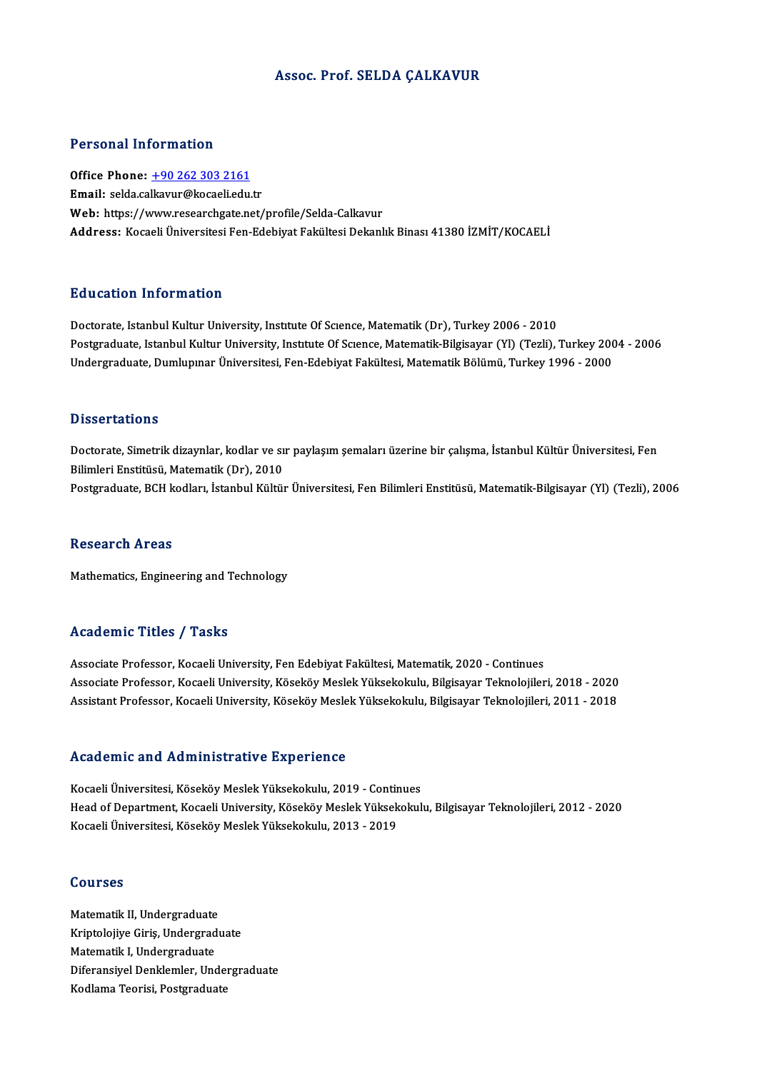# Assoc. Prof. SELDA ÇALKAVUR

## Personal Information

**Office Phone:** +90 262 303 2161
**Email:** selda.calkavur@kocaeli.edu.tr
**Web:** https://www.researchgate.net/profile/Selda-Calkavur
**Address:** Kocaeli Üniversitesi Fen-Edebiyat Fakültesi Dekanlık Binası 41380 İZMİT/KOCAELİ

## Education Information

Doctorate, Istanbul Kultur University, Institute Of Science, Matematik (Dr), Turkey 2006 - 2010
Postgraduate, Istanbul Kultur University, Institute Of Science, Matematik-Bilgisayar (Yl) (Tezli), Turkey 2004 - 2006
Undergraduate, Dumlupınar Üniversitesi, Fen-Edebiyat Fakültesi, Matematik Bölümü, Turkey 1996 - 2000

## Dissertations

Doctorate, Simetrik dizaynlar, kodlar ve sır paylaşım şemaları üzerine bir çalışma, İstanbul Kültür Üniversitesi, Fen Bilimleri Enstitüsü, Matematik (Dr), 2010
Postgraduate, BCH kodları, İstanbul Kültür Üniversitesi, Fen Bilimleri Enstitüsü, Matematik-Bilgisayar (Yl) (Tezli), 2006

## Research Areas

Mathematics, Engineering and Technology

## Academic Titles / Tasks

Associate Professor, Kocaeli University, Fen Edebiyat Fakültesi, Matematik, 2020 - Continues
Associate Professor, Kocaeli University, Köseköy Meslek Yüksekokulu, Bilgisayar Teknolojileri, 2018 - 2020
Assistant Professor, Kocaeli University, Köseköy Meslek Yüksekokulu, Bilgisayar Teknolojileri, 2011 - 2018

## Academic and Administrative Experience

Kocaeli Üniversitesi, Köseköy Meslek Yüksekokulu, 2019 - Continues
Head of Department, Kocaeli University, Köseköy Meslek Yüksekokulu, Bilgisayar Teknolojileri, 2012 - 2020
Kocaeli Üniversitesi, Köseköy Meslek Yüksekokulu, 2013 - 2019

## Courses

Matematik II, Undergraduate
Kriptolojiye Giriş, Undergraduate
Matematik I, Undergraduate
Diferansiyel Denklemler, Undergraduate
Kodlama Teorisi, Postgraduate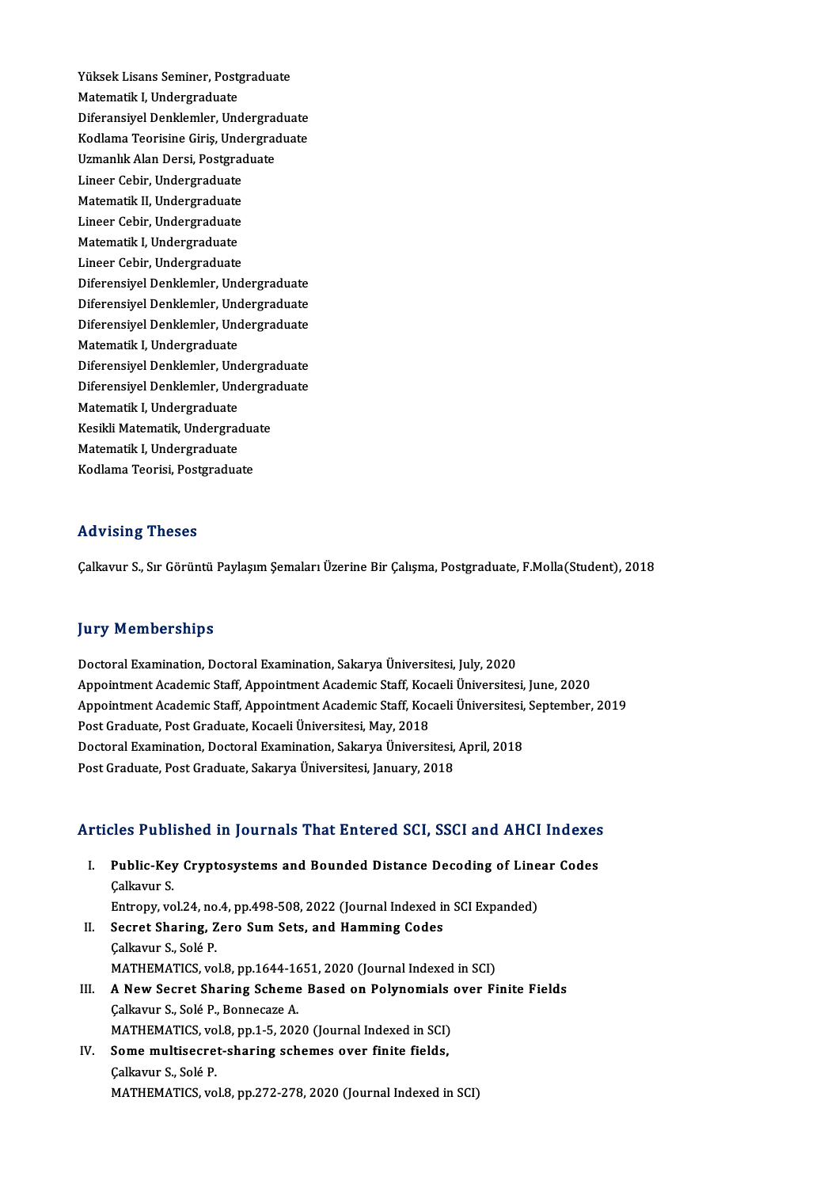Yüksek Lisans Seminer, Postgraduate
Matematik I, Undergraduate
Diferansiyel Denklemler, Undergraduate
Kodlama Teorisine Giriş, Undergraduate
Uzmanlık Alan Dersi, Postgraduate
Lineer Cebir, Undergraduate
Matematik II, Undergraduate
Lineer Cebir, Undergraduate
Matematik I, Undergraduate
Lineer Cebir, Undergraduate
Diferensiyel Denklemler, Undergraduate
Diferensiyel Denklemler, Undergraduate
Diferensiyel Denklemler, Undergraduate
Matematik I, Undergraduate
Diferensiyel Denklemler, Undergraduate
Diferensiyel Denklemler, Undergraduate
Matematik I, Undergraduate
Kesikli Matematik, Undergraduate
Matematik I, Undergraduate
Kodlama Teorisi, Postgraduate

## Advising Theses

Çalkavur S., Sır Görüntü Paylaşım Şemaları Üzerine Bir Çalışma, Postgraduate, F.Molla(Student), 2018

## Jury Memberships

Doctoral Examination, Doctoral Examination, Sakarya Üniversitesi, July, 2020
Appointment Academic Staff, Appointment Academic Staff, Kocaeli Üniversitesi, June, 2020
Appointment Academic Staff, Appointment Academic Staff, Kocaeli Üniversitesi, September, 2019
Post Graduate, Post Graduate, Kocaeli Üniversitesi, May, 2018
Doctoral Examination, Doctoral Examination, Sakarya Üniversitesi, April, 2018
Post Graduate, Post Graduate, Sakarya Üniversitesi, January, 2018

## Articles Published in Journals That Entered SCI, SSCI and AHCI Indexes

I. **Public-Key Cryptosystems and Bounded Distance Decoding of Linear Codes**
   Çalkavur S.
   Entropy, vol.24, no.4, pp.498-508, 2022 (Journal Indexed in SCI Expanded)
II. **Secret Sharing, Zero Sum Sets, and Hamming Codes**
   Çalkavur S., Solé P.
   MATHEMATICS, vol.8, pp.1644-1651, 2020 (Journal Indexed in SCI)
III. **A New Secret Sharing Scheme Based on Polynomials over Finite Fields**
   Çalkavur S., Solé P., Bonnecaze A.
   MATHEMATICS, vol.8, pp.1-5, 2020 (Journal Indexed in SCI)
IV. **Some multisecret-sharing schemes over finite fields,**
   Çalkavur S., Solé P.
   MATHEMATICS, vol.8, pp.272-278, 2020 (Journal Indexed in SCI)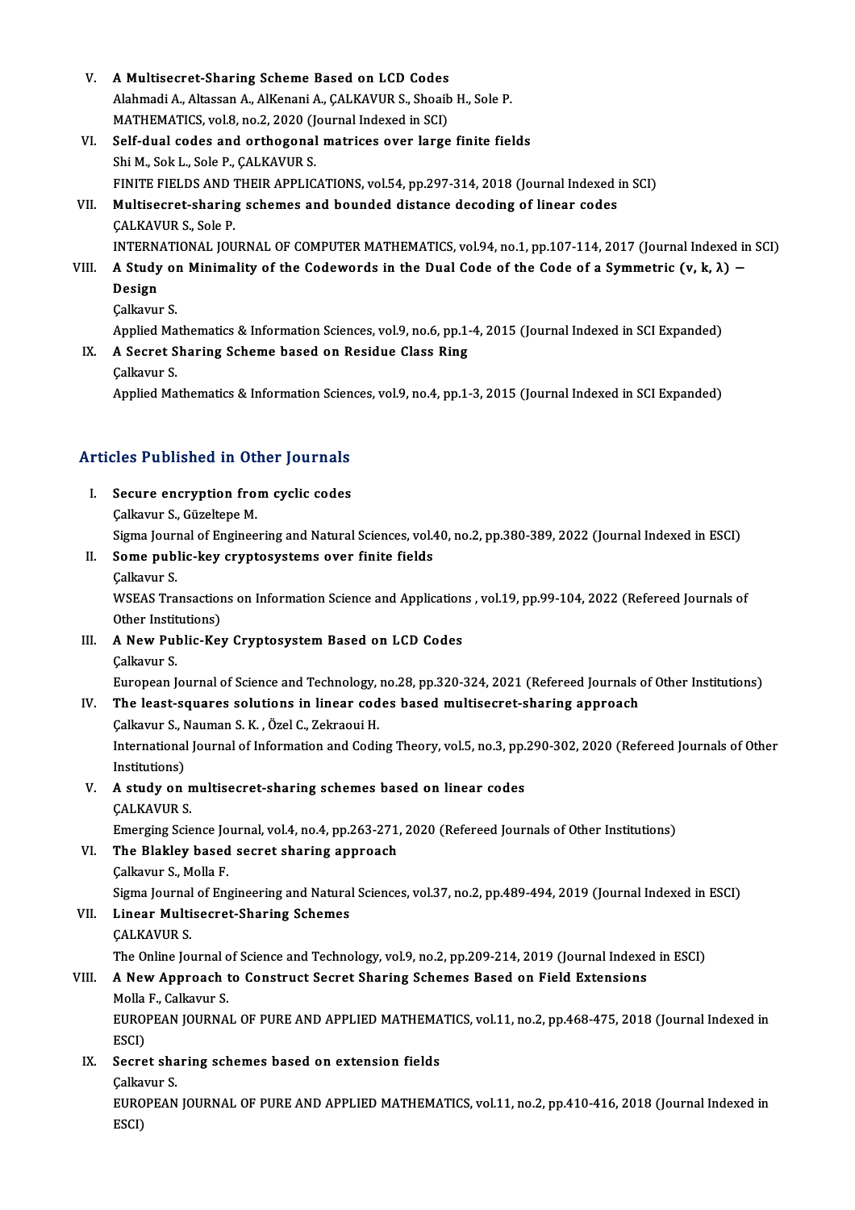V. **A Multisecret-Sharing Scheme Based on LCD Codes**
Alahmadi A., Altassan A., AlKenani A., ÇALKAVUR S., Shoaib H., Sole P.
MATHEMATICS, vol.8, no.2, 2020 (Journal Indexed in SCI)

VI. **Self-dual codes and orthogonal matrices over large finite fields**
Shi M., Sok L., Sole P., ÇALKAVUR S.
FINITE FIELDS AND THEIR APPLICATIONS, vol.54, pp.297-314, 2018 (Journal Indexed in SCI)

VII. **Multisecret-sharing schemes and bounded distance decoding of linear codes**
ÇALKAVUR S., Sole P.
INTERNATIONAL JOURNAL OF COMPUTER MATHEMATICS, vol.94, no.1, pp.107-114, 2017 (Journal Indexed in SCI)

VIII. **A Study on Minimality of the Codewords in the Dual Code of the Code of a Symmetric (v, k, λ) − Design**
Çalkavur S.
Applied Mathematics & Information Sciences, vol.9, no.6, pp.1-4, 2015 (Journal Indexed in SCI Expanded)

IX. **A Secret Sharing Scheme based on Residue Class Ring**
Çalkavur S.
Applied Mathematics & Information Sciences, vol.9, no.4, pp.1-3, 2015 (Journal Indexed in SCI Expanded)

## Articles Published in Other Journals

I. **Secure encryption from cyclic codes**
Çalkavur S., Güzeltepe M.
Sigma Journal of Engineering and Natural Sciences, vol.40, no.2, pp.380-389, 2022 (Journal Indexed in ESCI)

II. **Some public-key cryptosystems over finite fields**
Çalkavur S.
WSEAS Transactions on Information Science and Applications , vol.19, pp.99-104, 2022 (Refereed Journals of Other Institutions)

III. **A New Public-Key Cryptosystem Based on LCD Codes**
Çalkavur S.
European Journal of Science and Technology, no.28, pp.320-324, 2021 (Refereed Journals of Other Institutions)

IV. **The least-squares solutions in linear codes based multisecret-sharing approach**
Çalkavur S., Nauman S. K. , Özel C., Zekraoui H.
International Journal of Information and Coding Theory, vol.5, no.3, pp.290-302, 2020 (Refereed Journals of Other Institutions)

V. **A study on multisecret-sharing schemes based on linear codes**
ÇALKAVUR S.
Emerging Science Journal, vol.4, no.4, pp.263-271, 2020 (Refereed Journals of Other Institutions)

VI. **The Blakley based secret sharing approach**
Çalkavur S., Molla F.
Sigma Journal of Engineering and Natural Sciences, vol.37, no.2, pp.489-494, 2019 (Journal Indexed in ESCI)

VII. **Linear Multisecret-Sharing Schemes**
ÇALKAVUR S.
The Online Journal of Science and Technology, vol.9, no.2, pp.209-214, 2019 (Journal Indexed in ESCI)

VIII. **A New Approach to Construct Secret Sharing Schemes Based on Field Extensions**
Molla F., Calkavur S.
EUROPEAN JOURNAL OF PURE AND APPLIED MATHEMATICS, vol.11, no.2, pp.468-475, 2018 (Journal Indexed in ESCI)

IX. **Secret sharing schemes based on extension fields**
Çalkavur S.
EUROPEAN JOURNAL OF PURE AND APPLIED MATHEMATICS, vol.11, no.2, pp.410-416, 2018 (Journal Indexed in ESCI)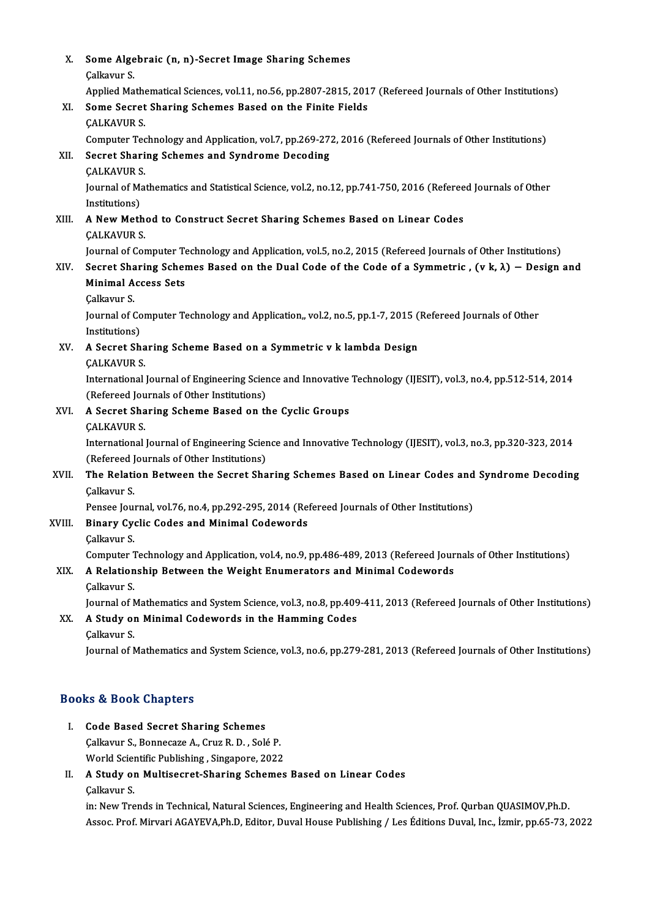X. **Some Algebraic (n, n)-Secret Image Sharing Schemes**
Çalkavur S.
Applied Mathematical Sciences, vol.11, no.56, pp.2807-2815, 2017 (Refereed Journals of Other Institutions)

XI. **Some Secret Sharing Schemes Based on the Finite Fields**
ÇALKAVUR S.
Computer Technology and Application, vol.7, pp.269-272, 2016 (Refereed Journals of Other Institutions)

XII. **Secret Sharing Schemes and Syndrome Decoding**
ÇALKAVUR S.
Journal of Mathematics and Statistical Science, vol.2, no.12, pp.741-750, 2016 (Refereed Journals of Other Institutions)

XIII. **A New Method to Construct Secret Sharing Schemes Based on Linear Codes**
ÇALKAVUR S.
Journal of Computer Technology and Application, vol.5, no.2, 2015 (Refereed Journals of Other Institutions)

XIV. **Secret Sharing Schemes Based on the Dual Code of the Code of a Symmetric , (v k, λ) — Design and Minimal Access Sets**
Çalkavur S.
Journal of Computer Technology and Application,, vol.2, no.5, pp.1-7, 2015 (Refereed Journals of Other Institutions)

XV. **A Secret Sharing Scheme Based on a Symmetric v k lambda Design**
ÇALKAVUR S.
International Journal of Engineering Science and Innovative Technology (IJESIT), vol.3, no.4, pp.512-514, 2014 (Refereed Journals of Other Institutions)

XVI. **A Secret Sharing Scheme Based on the Cyclic Groups**
ÇALKAVUR S.
International Journal of Engineering Science and Innovative Technology (IJESIT), vol.3, no.3, pp.320-323, 2014 (Refereed Journals of Other Institutions)

XVII. **The Relation Between the Secret Sharing Schemes Based on Linear Codes and Syndrome Decoding**
Çalkavur S.
Pensee Journal, vol.76, no.4, pp.292-295, 2014 (Refereed Journals of Other Institutions)

XVIII. **Binary Cyclic Codes and Minimal Codewords**
Çalkavur S.
Computer Technology and Application, vol.4, no.9, pp.486-489, 2013 (Refereed Journals of Other Institutions)

XIX. **A Relationship Between the Weight Enumerators and Minimal Codewords**
Çalkavur S.
Journal of Mathematics and System Science, vol.3, no.8, pp.409-411, 2013 (Refereed Journals of Other Institutions)

XX. **A Study on Minimal Codewords in the Hamming Codes**
Çalkavur S.
Journal of Mathematics and System Science, vol.3, no.6, pp.279-281, 2013 (Refereed Journals of Other Institutions)

## Books & Book Chapters

I. **Code Based Secret Sharing Schemes**
Çalkavur S., Bonnecaze A., Cruz R. D. , Solé P.
World Scientific Publishing , Singapore, 2022

II. **A Study on Multisecret-Sharing Schemes Based on Linear Codes**
Çalkavur S.
in: New Trends in Technical, Natural Sciences, Engineering and Health Sciences, Prof. Qurban QUASIMOV,Ph.D. Assoc. Prof. Mirvari AGAYEVA,Ph.D, Editor, Duval House Publishing / Les Éditions Duval, Inc., İzmir, pp.65-73, 2022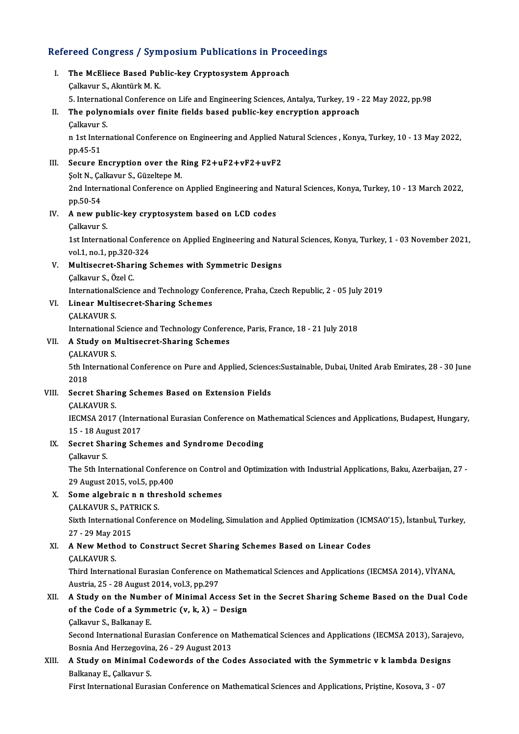## Refereed Congress / Symposium Publications in Proceedings

I. **The McEliece Based Public-key Cryptosystem Approach**
   Çalkavur S., Akıntürk M. K.
   5. International Conference on Life and Engineering Sciences, Antalya, Turkey, 19 - 22 May 2022, pp.98

II. **The polynomials over finite fields based public-key encryption approach**
   Çalkavur S.
   n 1st International Conference on Engineering and Applied Natural Sciences , Konya, Turkey, 10 - 13 May 2022, pp.45-51

III. **Secure Encryption over the Ring F2+uF2+vF2+uvF2**
   Şolt N., Çalkavur S., Güzeltepe M.
   2nd International Conference on Applied Engineering and Natural Sciences, Konya, Turkey, 10 - 13 March 2022, pp.50-54

IV. **A new public-key cryptosystem based on LCD codes**
   Çalkavur S.
   1st International Conference on Applied Engineering and Natural Sciences, Konya, Turkey, 1 - 03 November 2021, vol.1, no.1, pp.320-324

V. **Multisecret-Sharing Schemes with Symmetric Designs**
   Çalkavur S., Özel C.
   InternationalScience and Technology Conference, Praha, Czech Republic, 2 - 05 July 2019

VI. **Linear Multisecret-Sharing Schemes**
   ÇALKAVUR S.
   International Science and Technology Conference, Paris, France, 18 - 21 July 2018

VII. **A Study on Multisecret-Sharing Schemes**
   ÇALKAVUR S.
   5th International Conference on Pure and Applied, Sciences:Sustainable, Dubai, United Arab Emirates, 28 - 30 June 2018

VIII. **Secret Sharing Schemes Based on Extension Fields**
   ÇALKAVUR S.
   IECMSA 2017 (International Eurasian Conference on Mathematical Sciences and Applications, Budapest, Hungary, 15 - 18 August 2017

IX. **Secret Sharing Schemes and Syndrome Decoding**
   Çalkavur S.
   The 5th International Conference on Control and Optimization with Industrial Applications, Baku, Azerbaijan, 27 - 29 August 2015, vol.5, pp.400

X. **Some algebraic n n threshold schemes**
   ÇALKAVUR S., PATRICK S.
   Sixth International Conference on Modeling, Simulation and Applied Optimization (ICMSAO'15), İstanbul, Turkey, 27 - 29 May 2015

XI. **A New Method to Construct Secret Sharing Schemes Based on Linear Codes**
   ÇALKAVUR S.
   Third International Eurasian Conference on Mathematical Sciences and Applications (IECMSA 2014), VİYANA, Austria, 25 - 28 August 2014, vol.3, pp.297

XII. **A Study on the Number of Minimal Access Set in the Secret Sharing Scheme Based on the Dual Code of the Code of a Symmetric (v, k, λ) – Design**
   Çalkavur S., Balkanay E.
   Second International Eurasian Conference on Mathematical Sciences and Applications (IECMSA 2013), Sarajevo, Bosnia And Herzegovina, 26 - 29 August 2013

XIII. **A Study on Minimal Codewords of the Codes Associated with the Symmetric v k lambda Designs**
   Balkanay E., Çalkavur S.
   First International Eurasian Conference on Mathematical Sciences and Applications, Priştine, Kosova, 3 - 07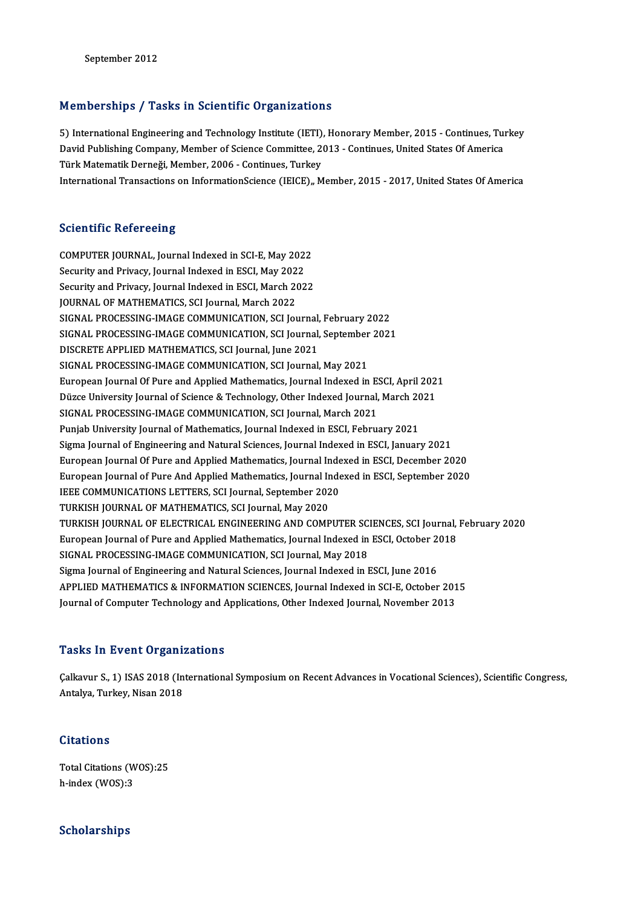September 2012

## Memberships / Tasks in Scientific Organizations

5) International Engineering and Technology Institute (IETI), Honorary Member, 2015 - Continues, Turkey
David Publishing Company, Member of Science Committee, 2013 - Continues, United States Of America
Türk Matematik Derneği, Member, 2006 - Continues, Turkey
International Transactions on InformationScience (IEICE),, Member, 2015 - 2017, United States Of America

## Scientific Refereeing

COMPUTER JOURNAL, Journal Indexed in SCI-E, May 2022
Security and Privacy, Journal Indexed in ESCI, May 2022
Security and Privacy, Journal Indexed in ESCI, March 2022
JOURNAL OF MATHEMATICS, SCI Journal, March 2022
SIGNAL PROCESSING-IMAGE COMMUNICATION, SCI Journal, February 2022
SIGNAL PROCESSING-IMAGE COMMUNICATION, SCI Journal, September 2021
DISCRETE APPLIED MATHEMATICS, SCI Journal, June 2021
SIGNAL PROCESSING-IMAGE COMMUNICATION, SCI Journal, May 2021
European Journal Of Pure and Applied Mathematics, Journal Indexed in ESCI, April 2021
Düzce University Journal of Science & Technology, Other Indexed Journal, March 2021
SIGNAL PROCESSING-IMAGE COMMUNICATION, SCI Journal, March 2021
Punjab University Journal of Mathematics, Journal Indexed in ESCI, February 2021
Sigma Journal of Engineering and Natural Sciences, Journal Indexed in ESCI, January 2021
European Journal Of Pure and Applied Mathematics, Journal Indexed in ESCI, December 2020
European Journal of Pure And Applied Mathematics, Journal Indexed in ESCI, September 2020
IEEE COMMUNICATIONS LETTERS, SCI Journal, September 2020
TURKISH JOURNAL OF MATHEMATICS, SCI Journal, May 2020
TURKISH JOURNAL OF ELECTRICAL ENGINEERING AND COMPUTER SCIENCES, SCI Journal, February 2020
European Journal of Pure and Applied Mathematics, Journal Indexed in ESCI, October 2018
SIGNAL PROCESSING-IMAGE COMMUNICATION, SCI Journal, May 2018
Sigma Journal of Engineering and Natural Sciences, Journal Indexed in ESCI, June 2016
APPLIED MATHEMATICS & INFORMATION SCIENCES, Journal Indexed in SCI-E, October 2015
Journal of Computer Technology and Applications, Other Indexed Journal, November 2013

## Tasks In Event Organizations

Çalkavur S., 1) ISAS 2018 (International Symposium on Recent Advances in Vocational Sciences), Scientific Congress, Antalya, Turkey, Nisan 2018

## Citations

Total Citations (WOS):25
h-index (WOS):3

## Scholarships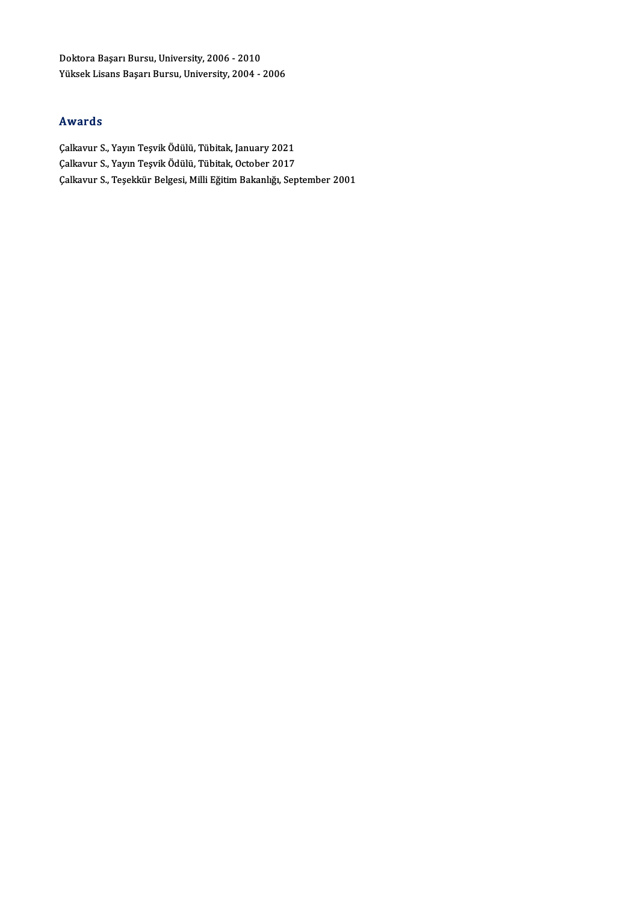Doktora Başarı Bursu, University, 2006 - 2010
Yüksek Lisans Başarı Bursu, University, 2004 - 2006

## Awards

Çalkavur S., Yayın Teşvik Ödülü, Tübitak, January 2021
Çalkavur S., Yayın Teşvik Ödülü, Tübitak, October 2017
Çalkavur S., Teşekkür Belgesi, Milli Eğitim Bakanlığı, September 2001